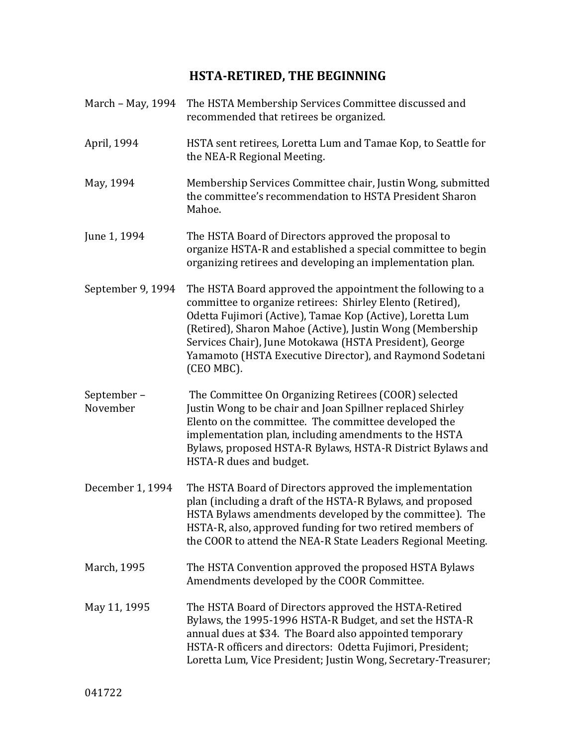# HSTA-RETIRED, THE BEGINNING

| | |
|---|---|
| March – May, 1994 | The HSTA Membership Services Committee discussed and recommended that retirees be organized. |
| April, 1994 | HSTA sent retirees, Loretta Lum and Tamae Kop, to Seattle for the NEA-R Regional Meeting. |
| May, 1994 | Membership Services Committee chair, Justin Wong, submitted the committee's recommendation to HSTA President Sharon Mahoe. |
| June 1, 1994 | The HSTA Board of Directors approved the proposal to organize HSTA-R and established a special committee to begin organizing retirees and developing an implementation plan. |
| September 9, 1994 | The HSTA Board approved the appointment the following to a committee to organize retirees: Shirley Elento (Retired), Odetta Fujimori (Active), Tamae Kop (Active), Loretta Lum (Retired), Sharon Mahoe (Active), Justin Wong (Membership Services Chair), June Motokawa (HSTA President), George Yamamoto (HSTA Executive Director), and Raymond Sodetani (CEO MBC). |
| September – November | The Committee On Organizing Retirees (COOR) selected Justin Wong to be chair and Joan Spillner replaced Shirley Elento on the committee. The committee developed the implementation plan, including amendments to the HSTA Bylaws, proposed HSTA-R Bylaws, HSTA-R District Bylaws and HSTA-R dues and budget. |
| December 1, 1994 | The HSTA Board of Directors approved the implementation plan (including a draft of the HSTA-R Bylaws, and proposed HSTA Bylaws amendments developed by the committee). The HSTA-R, also, approved funding for two retired members of the COOR to attend the NEA-R State Leaders Regional Meeting. |
| March, 1995 | The HSTA Convention approved the proposed HSTA Bylaws Amendments developed by the COOR Committee. |
| May 11, 1995 | The HSTA Board of Directors approved the HSTA-Retired Bylaws, the 1995-1996 HSTA-R Budget, and set the HSTA-R annual dues at $34. The Board also appointed temporary HSTA-R officers and directors: Odetta Fujimori, President; Loretta Lum, Vice President; Justin Wong, Secretary-Treasurer; |

041722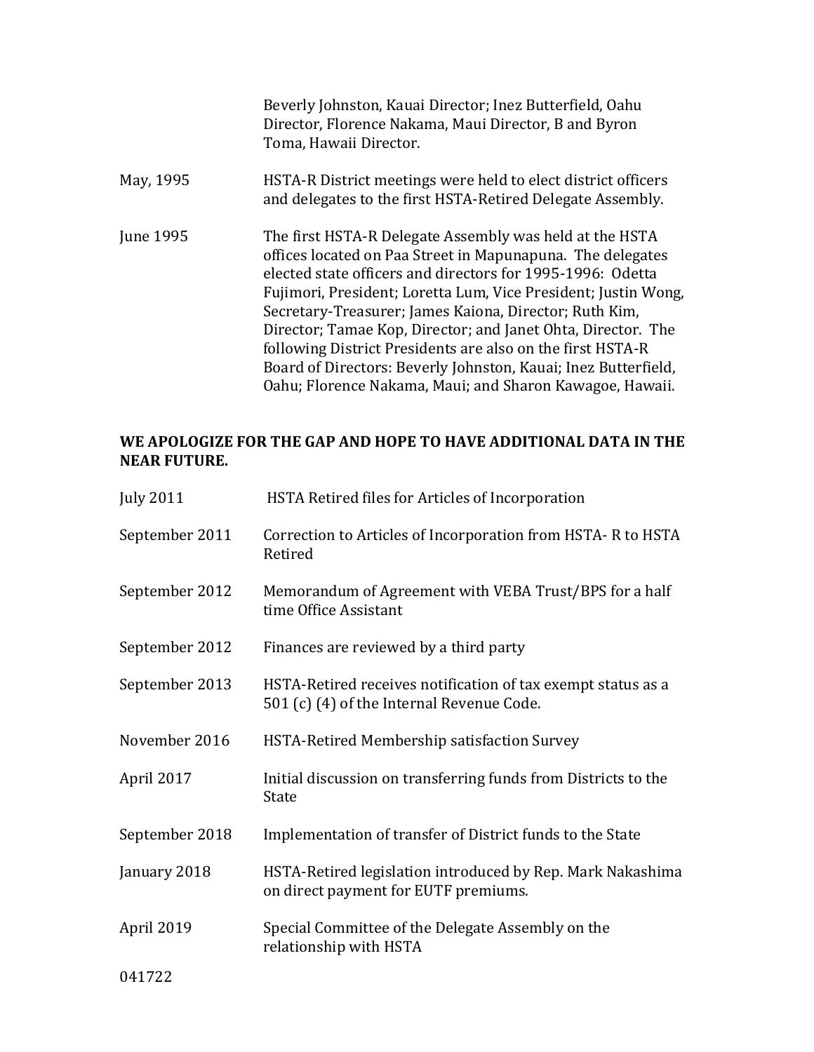Beverly Johnston, Kauai Director; Inez Butterfield, Oahu Director, Florence Nakama, Maui Director, B and Byron Toma, Hawaii Director.

| | |
|---|---|
| May, 1995 | HSTA-R District meetings were held to elect district officers and delegates to the first HSTA-Retired Delegate Assembly. |
| June 1995 | The first HSTA-R Delegate Assembly was held at the HSTA offices located on Paa Street in Mapunapuna. The delegates elected state officers and directors for 1995-1996: Odetta Fujimori, President; Loretta Lum, Vice President; Justin Wong, Secretary-Treasurer; James Kaiona, Director; Ruth Kim, Director; Tamae Kop, Director; and Janet Ohta, Director. The following District Presidents are also on the first HSTA-R Board of Directors: Beverly Johnston, Kauai; Inez Butterfield, Oahu; Florence Nakama, Maui; and Sharon Kawagoe, Hawaii. |

**WE APOLOGIZE FOR THE GAP AND HOPE TO HAVE ADDITIONAL DATA IN THE NEAR FUTURE.**

| | |
|---|---|
| July 2011 | HSTA Retired files for Articles of Incorporation |
| September 2011 | Correction to Articles of Incorporation from HSTA- R to HSTA Retired |
| September 2012 | Memorandum of Agreement with VEBA Trust/BPS for a half time Office Assistant |
| September 2012 | Finances are reviewed by a third party |
| September 2013 | HSTA-Retired receives notification of tax exempt status as a 501 (c) (4) of the Internal Revenue Code. |
| November 2016 | HSTA-Retired Membership satisfaction Survey |
| April 2017 | Initial discussion on transferring funds from Districts to the State |
| September 2018 | Implementation of transfer of District funds to the State |
| January 2018 | HSTA-Retired legislation introduced by Rep. Mark Nakashima on direct payment for EUTF premiums. |
| April 2019 | Special Committee of the Delegate Assembly on the relationship with HSTA |

041722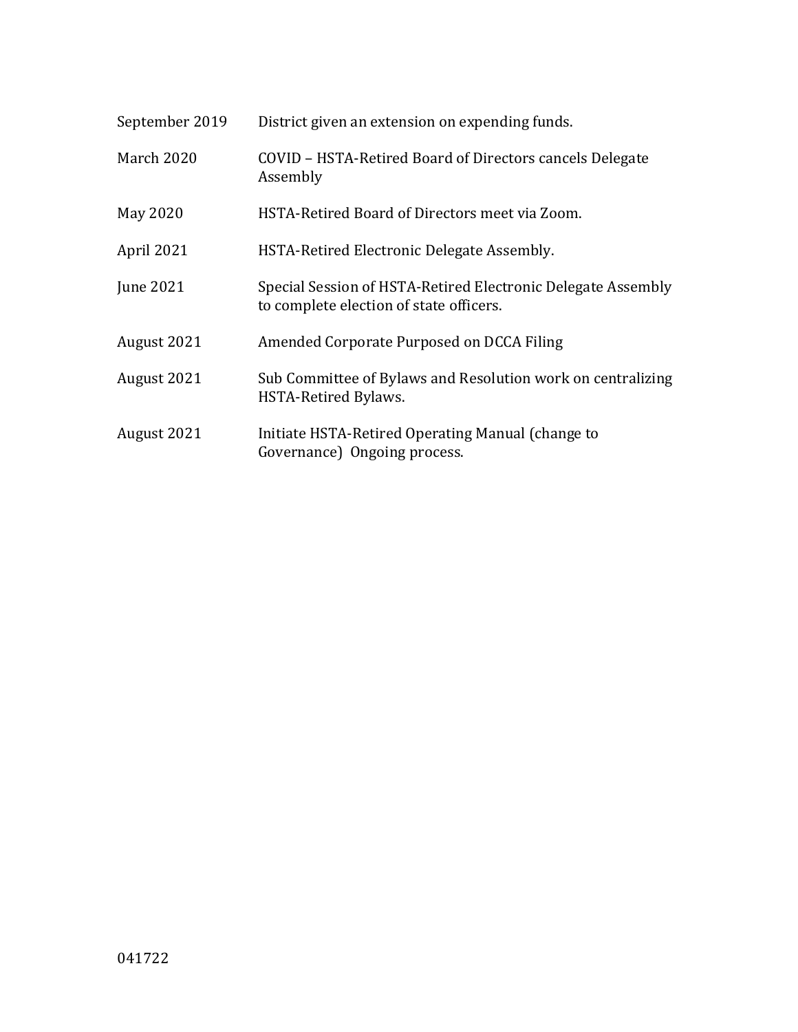| | |
|---|---|
| September 2019 | District given an extension on expending funds. |
| March 2020 | COVID – HSTA-Retired Board of Directors cancels Delegate Assembly |
| May 2020 | HSTA-Retired Board of Directors meet via Zoom. |
| April 2021 | HSTA-Retired Electronic Delegate Assembly. |
| June 2021 | Special Session of HSTA-Retired Electronic Delegate Assembly to complete election of state officers. |
| August 2021 | Amended Corporate Purposed on DCCA Filing |
| August 2021 | Sub Committee of Bylaws and Resolution work on centralizing HSTA-Retired Bylaws. |
| August 2021 | Initiate HSTA-Retired Operating Manual (change to Governance) Ongoing process. |

041722